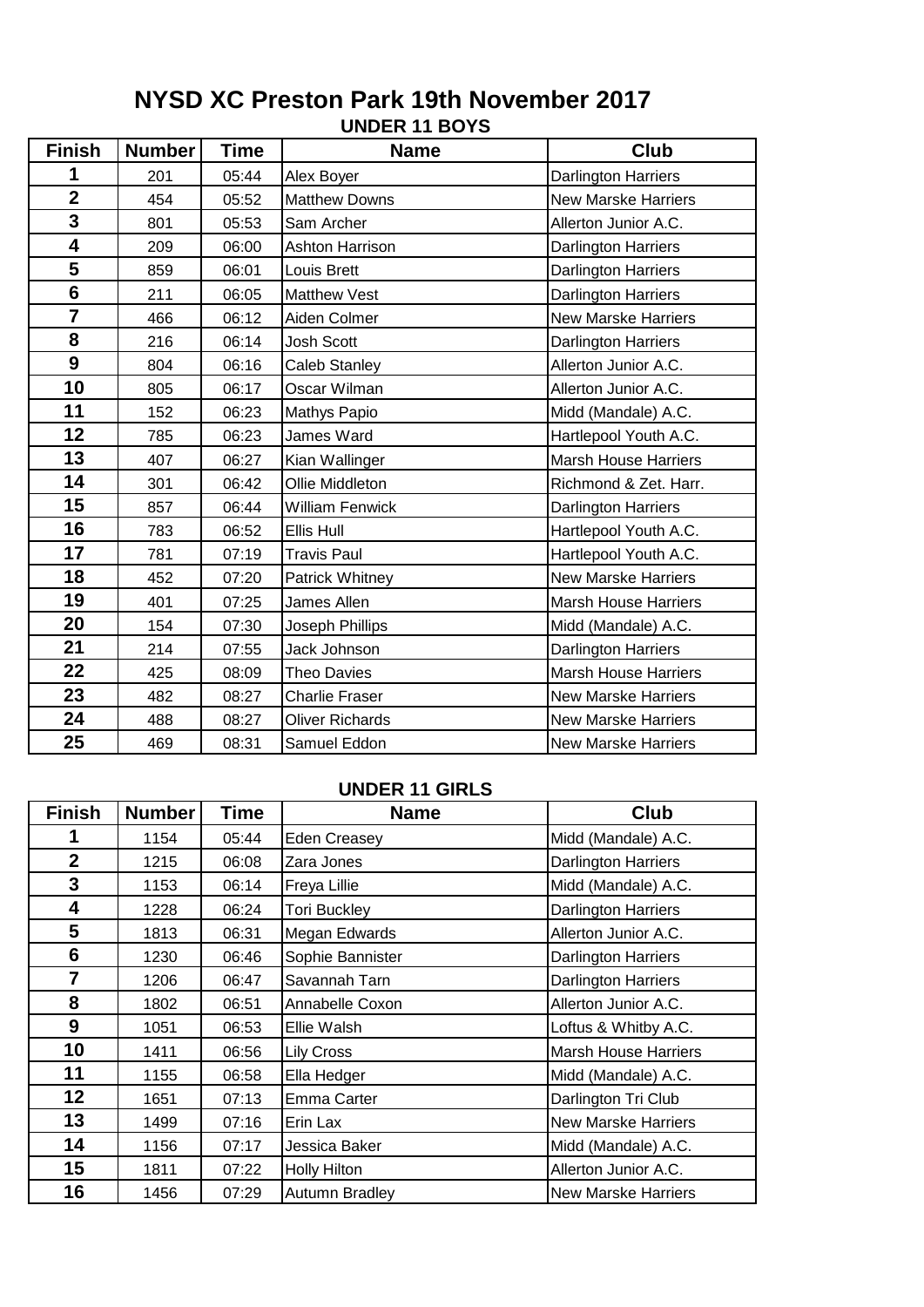# NYSD XC Preston Park 19th November 2017

## UNDER 11 BOYS

| Finish | Number | Time | Name | Club |
|---|---|---|---|---|
| 1 | 201 | 05:44 | Alex Boyer | Darlington Harriers |
| 2 | 454 | 05:52 | Matthew Downs | New Marske Harriers |
| 3 | 801 | 05:53 | Sam Archer | Allerton Junior A.C. |
| 4 | 209 | 06:00 | Ashton Harrison | Darlington Harriers |
| 5 | 859 | 06:01 | Louis Brett | Darlington Harriers |
| 6 | 211 | 06:05 | Matthew Vest | Darlington Harriers |
| 7 | 466 | 06:12 | Aiden Colmer | New Marske Harriers |
| 8 | 216 | 06:14 | Josh Scott | Darlington Harriers |
| 9 | 804 | 06:16 | Caleb Stanley | Allerton Junior A.C. |
| 10 | 805 | 06:17 | Oscar Wilman | Allerton Junior A.C. |
| 11 | 152 | 06:23 | Mathys Papio | Midd (Mandale) A.C. |
| 12 | 785 | 06:23 | James Ward | Hartlepool Youth A.C. |
| 13 | 407 | 06:27 | Kian Wallinger | Marsh House Harriers |
| 14 | 301 | 06:42 | Ollie Middleton | Richmond & Zet. Harr. |
| 15 | 857 | 06:44 | William Fenwick | Darlington Harriers |
| 16 | 783 | 06:52 | Ellis Hull | Hartlepool Youth A.C. |
| 17 | 781 | 07:19 | Travis Paul | Hartlepool Youth A.C. |
| 18 | 452 | 07:20 | Patrick Whitney | New Marske Harriers |
| 19 | 401 | 07:25 | James Allen | Marsh House Harriers |
| 20 | 154 | 07:30 | Joseph Phillips | Midd (Mandale) A.C. |
| 21 | 214 | 07:55 | Jack Johnson | Darlington Harriers |
| 22 | 425 | 08:09 | Theo Davies | Marsh House Harriers |
| 23 | 482 | 08:27 | Charlie Fraser | New Marske Harriers |
| 24 | 488 | 08:27 | Oliver Richards | New Marske Harriers |
| 25 | 469 | 08:31 | Samuel Eddon | New Marske Harriers |

## UNDER 11 GIRLS

| Finish | Number | Time | Name | Club |
|---|---|---|---|---|
| 1 | 1154 | 05:44 | Eden Creasey | Midd (Mandale) A.C. |
| 2 | 1215 | 06:08 | Zara Jones | Darlington Harriers |
| 3 | 1153 | 06:14 | Freya Lillie | Midd (Mandale) A.C. |
| 4 | 1228 | 06:24 | Tori Buckley | Darlington Harriers |
| 5 | 1813 | 06:31 | Megan Edwards | Allerton Junior A.C. |
| 6 | 1230 | 06:46 | Sophie Bannister | Darlington Harriers |
| 7 | 1206 | 06:47 | Savannah Tarn | Darlington Harriers |
| 8 | 1802 | 06:51 | Annabelle Coxon | Allerton Junior A.C. |
| 9 | 1051 | 06:53 | Ellie Walsh | Loftus & Whitby A.C. |
| 10 | 1411 | 06:56 | Lily Cross | Marsh House Harriers |
| 11 | 1155 | 06:58 | Ella Hedger | Midd (Mandale) A.C. |
| 12 | 1651 | 07:13 | Emma Carter | Darlington Tri Club |
| 13 | 1499 | 07:16 | Erin Lax | New Marske Harriers |
| 14 | 1156 | 07:17 | Jessica Baker | Midd (Mandale) A.C. |
| 15 | 1811 | 07:22 | Holly Hilton | Allerton Junior A.C. |
| 16 | 1456 | 07:29 | Autumn Bradley | New Marske Harriers |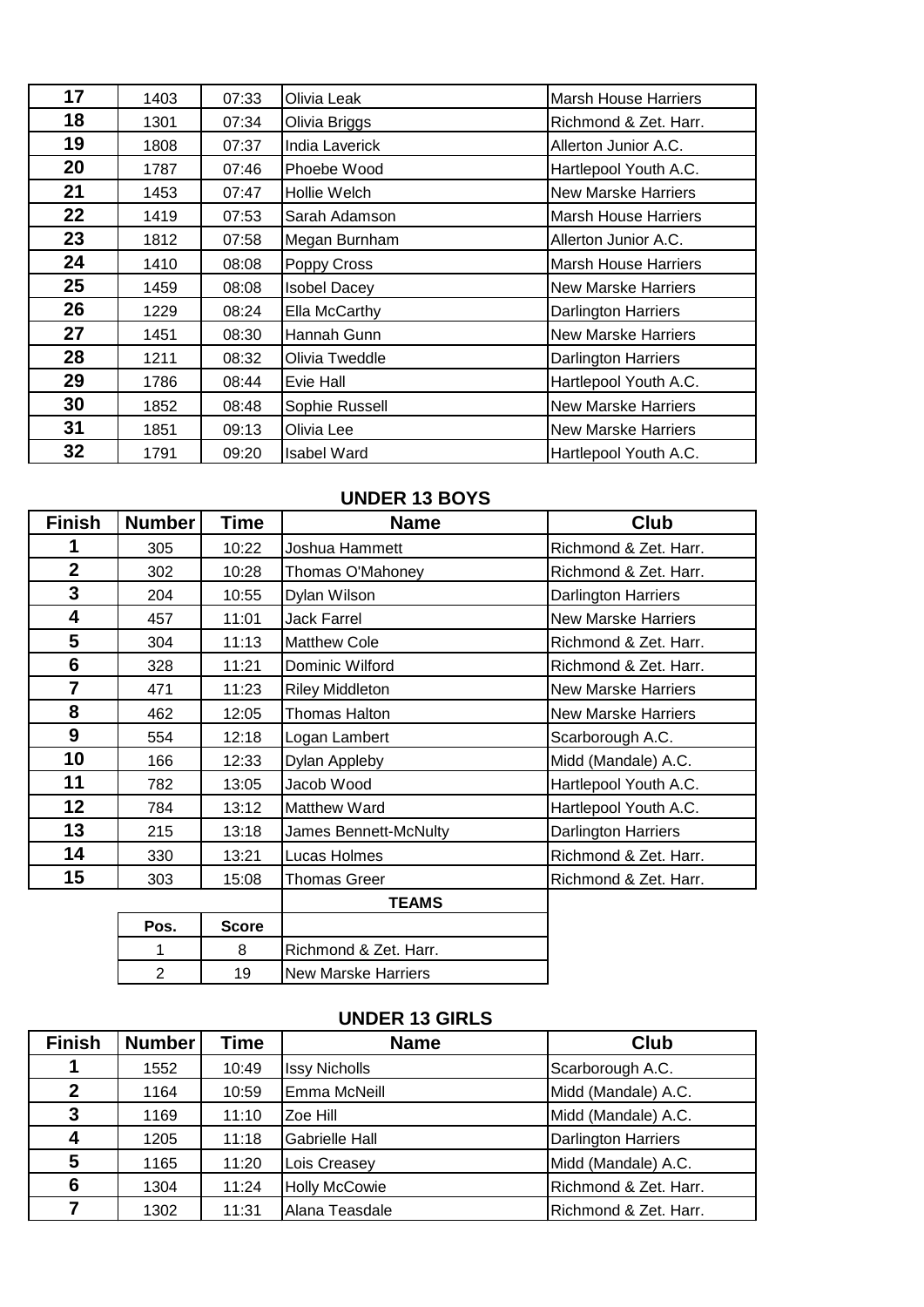| | | | | |
|---|---|---|---|---|
| 17 | 1403 | 07:33 | Olivia Leak | Marsh House Harriers |
| 18 | 1301 | 07:34 | Olivia Briggs | Richmond & Zet. Harr. |
| 19 | 1808 | 07:37 | India Laverick | Allerton Junior A.C. |
| 20 | 1787 | 07:46 | Phoebe Wood | Hartlepool Youth A.C. |
| 21 | 1453 | 07:47 | Hollie Welch | New Marske Harriers |
| 22 | 1419 | 07:53 | Sarah Adamson | Marsh House Harriers |
| 23 | 1812 | 07:58 | Megan Burnham | Allerton Junior A.C. |
| 24 | 1410 | 08:08 | Poppy Cross | Marsh House Harriers |
| 25 | 1459 | 08:08 | Isobel Dacey | New Marske Harriers |
| 26 | 1229 | 08:24 | Ella McCarthy | Darlington Harriers |
| 27 | 1451 | 08:30 | Hannah Gunn | New Marske Harriers |
| 28 | 1211 | 08:32 | Olivia Tweddle | Darlington Harriers |
| 29 | 1786 | 08:44 | Evie Hall | Hartlepool Youth A.C. |
| 30 | 1852 | 08:48 | Sophie Russell | New Marske Harriers |
| 31 | 1851 | 09:13 | Olivia Lee | New Marske Harriers |
| 32 | 1791 | 09:20 | Isabel Ward | Hartlepool Youth A.C. |

## UNDER 13 BOYS

| Finish | Number | Time | Name | Club |
|---|---|---|---|---|
| 1 | 305 | 10:22 | Joshua Hammett | Richmond & Zet. Harr. |
| 2 | 302 | 10:28 | Thomas O'Mahoney | Richmond & Zet. Harr. |
| 3 | 204 | 10:55 | Dylan Wilson | Darlington Harriers |
| 4 | 457 | 11:01 | Jack Farrel | New Marske Harriers |
| 5 | 304 | 11:13 | Matthew Cole | Richmond & Zet. Harr. |
| 6 | 328 | 11:21 | Dominic Wilford | Richmond & Zet. Harr. |
| 7 | 471 | 11:23 | Riley Middleton | New Marske Harriers |
| 8 | 462 | 12:05 | Thomas Halton | New Marske Harriers |
| 9 | 554 | 12:18 | Logan Lambert | Scarborough A.C. |
| 10 | 166 | 12:33 | Dylan Appleby | Midd (Mandale) A.C. |
| 11 | 782 | 13:05 | Jacob Wood | Hartlepool Youth A.C. |
| 12 | 784 | 13:12 | Matthew Ward | Hartlepool Youth A.C. |
| 13 | 215 | 13:18 | James Bennett-McNulty | Darlington Harriers |
| 14 | 330 | 13:21 | Lucas Holmes | Richmond & Zet. Harr. |
| 15 | 303 | 15:08 | Thomas Greer | Richmond & Zet. Harr. |

**TEAMS**

| Pos. | Score | |
|---|---|---|
| 1 | 8 | Richmond & Zet. Harr. |
| 2 | 19 | New Marske Harriers |

## UNDER 13 GIRLS

| Finish | Number | Time | Name | Club |
|---|---|---|---|---|
| 1 | 1552 | 10:49 | Issy Nicholls | Scarborough A.C. |
| 2 | 1164 | 10:59 | Emma McNeill | Midd (Mandale) A.C. |
| 3 | 1169 | 11:10 | Zoe Hill | Midd (Mandale) A.C. |
| 4 | 1205 | 11:18 | Gabrielle Hall | Darlington Harriers |
| 5 | 1165 | 11:20 | Lois Creasey | Midd (Mandale) A.C. |
| 6 | 1304 | 11:24 | Holly McCowie | Richmond & Zet. Harr. |
| 7 | 1302 | 11:31 | Alana Teasdale | Richmond & Zet. Harr. |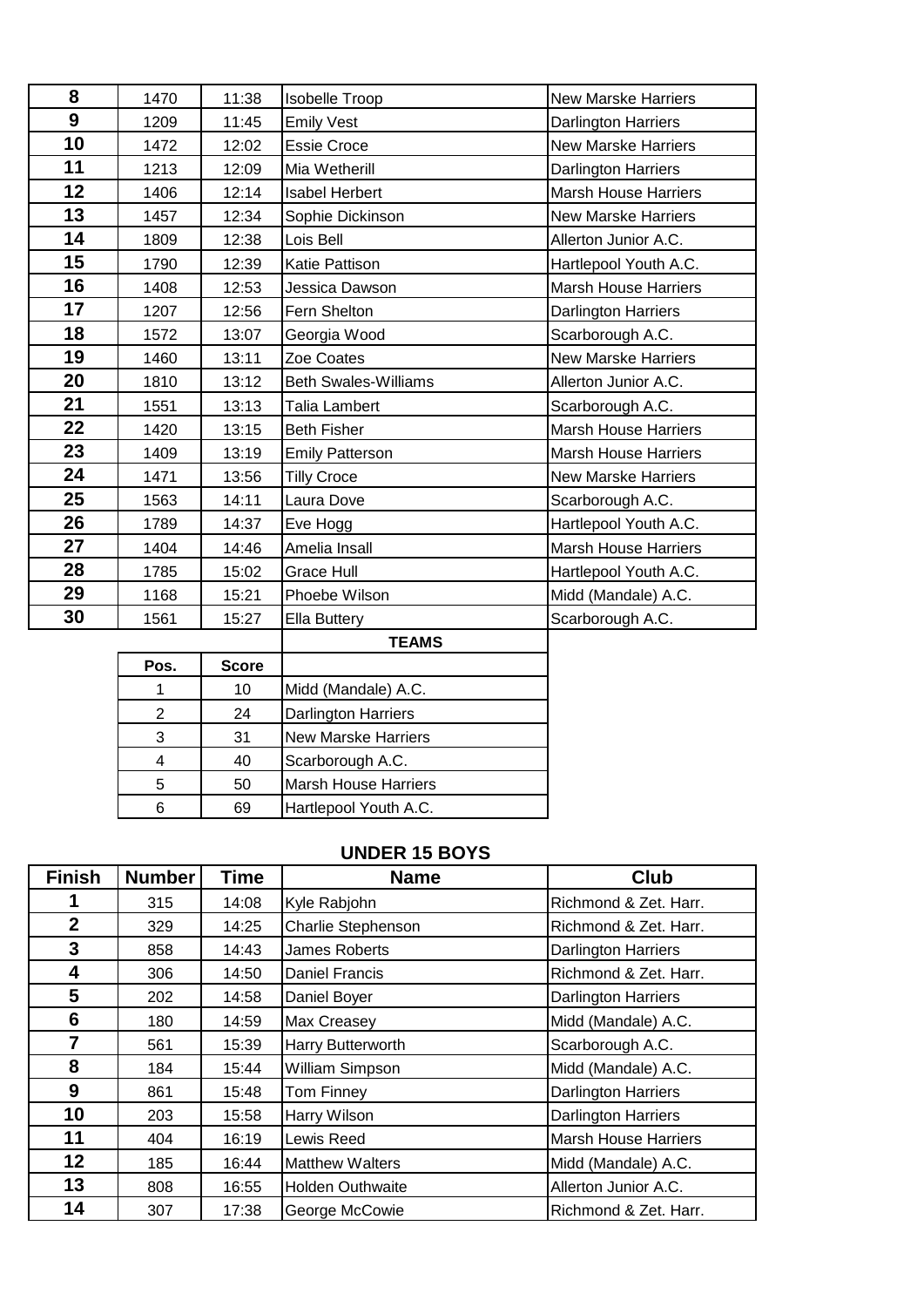| | | | | |
|---|---|---|---|---|
| 8 | 1470 | 11:38 | Isobelle Troop | New Marske Harriers |
| 9 | 1209 | 11:45 | Emily Vest | Darlington Harriers |
| 10 | 1472 | 12:02 | Essie Croce | New Marske Harriers |
| 11 | 1213 | 12:09 | Mia Wetherill | Darlington Harriers |
| 12 | 1406 | 12:14 | Isabel Herbert | Marsh House Harriers |
| 13 | 1457 | 12:34 | Sophie Dickinson | New Marske Harriers |
| 14 | 1809 | 12:38 | Lois Bell | Allerton Junior A.C. |
| 15 | 1790 | 12:39 | Katie Pattison | Hartlepool Youth A.C. |
| 16 | 1408 | 12:53 | Jessica Dawson | Marsh House Harriers |
| 17 | 1207 | 12:56 | Fern Shelton | Darlington Harriers |
| 18 | 1572 | 13:07 | Georgia Wood | Scarborough A.C. |
| 19 | 1460 | 13:11 | Zoe Coates | New Marske Harriers |
| 20 | 1810 | 13:12 | Beth Swales-Williams | Allerton Junior A.C. |
| 21 | 1551 | 13:13 | Talia Lambert | Scarborough A.C. |
| 22 | 1420 | 13:15 | Beth Fisher | Marsh House Harriers |
| 23 | 1409 | 13:19 | Emily Patterson | Marsh House Harriers |
| 24 | 1471 | 13:56 | Tilly Croce | New Marske Harriers |
| 25 | 1563 | 14:11 | Laura Dove | Scarborough A.C. |
| 26 | 1789 | 14:37 | Eve Hogg | Hartlepool Youth A.C. |
| 27 | 1404 | 14:46 | Amelia Insall | Marsh House Harriers |
| 28 | 1785 | 15:02 | Grace Hull | Hartlepool Youth A.C. |
| 29 | 1168 | 15:21 | Phoebe Wilson | Midd (Mandale) A.C. |
| 30 | 1561 | 15:27 | Ella Buttery | Scarborough A.C. |

**TEAMS**

| Pos. | Score | |
|---|---|---|
| 1 | 10 | Midd (Mandale) A.C. |
| 2 | 24 | Darlington Harriers |
| 3 | 31 | New Marske Harriers |
| 4 | 40 | Scarborough A.C. |
| 5 | 50 | Marsh House Harriers |
| 6 | 69 | Hartlepool Youth A.C. |

## UNDER 15 BOYS

| Finish | Number | Time | Name | Club |
|---|---|---|---|---|
| 1 | 315 | 14:08 | Kyle Rabjohn | Richmond & Zet. Harr. |
| 2 | 329 | 14:25 | Charlie Stephenson | Richmond & Zet. Harr. |
| 3 | 858 | 14:43 | James Roberts | Darlington Harriers |
| 4 | 306 | 14:50 | Daniel Francis | Richmond & Zet. Harr. |
| 5 | 202 | 14:58 | Daniel Boyer | Darlington Harriers |
| 6 | 180 | 14:59 | Max Creasey | Midd (Mandale) A.C. |
| 7 | 561 | 15:39 | Harry Butterworth | Scarborough A.C. |
| 8 | 184 | 15:44 | William Simpson | Midd (Mandale) A.C. |
| 9 | 861 | 15:48 | Tom Finney | Darlington Harriers |
| 10 | 203 | 15:58 | Harry Wilson | Darlington Harriers |
| 11 | 404 | 16:19 | Lewis Reed | Marsh House Harriers |
| 12 | 185 | 16:44 | Matthew Walters | Midd (Mandale) A.C. |
| 13 | 808 | 16:55 | Holden Outhwaite | Allerton Junior A.C. |
| 14 | 307 | 17:38 | George McCowie | Richmond & Zet. Harr. |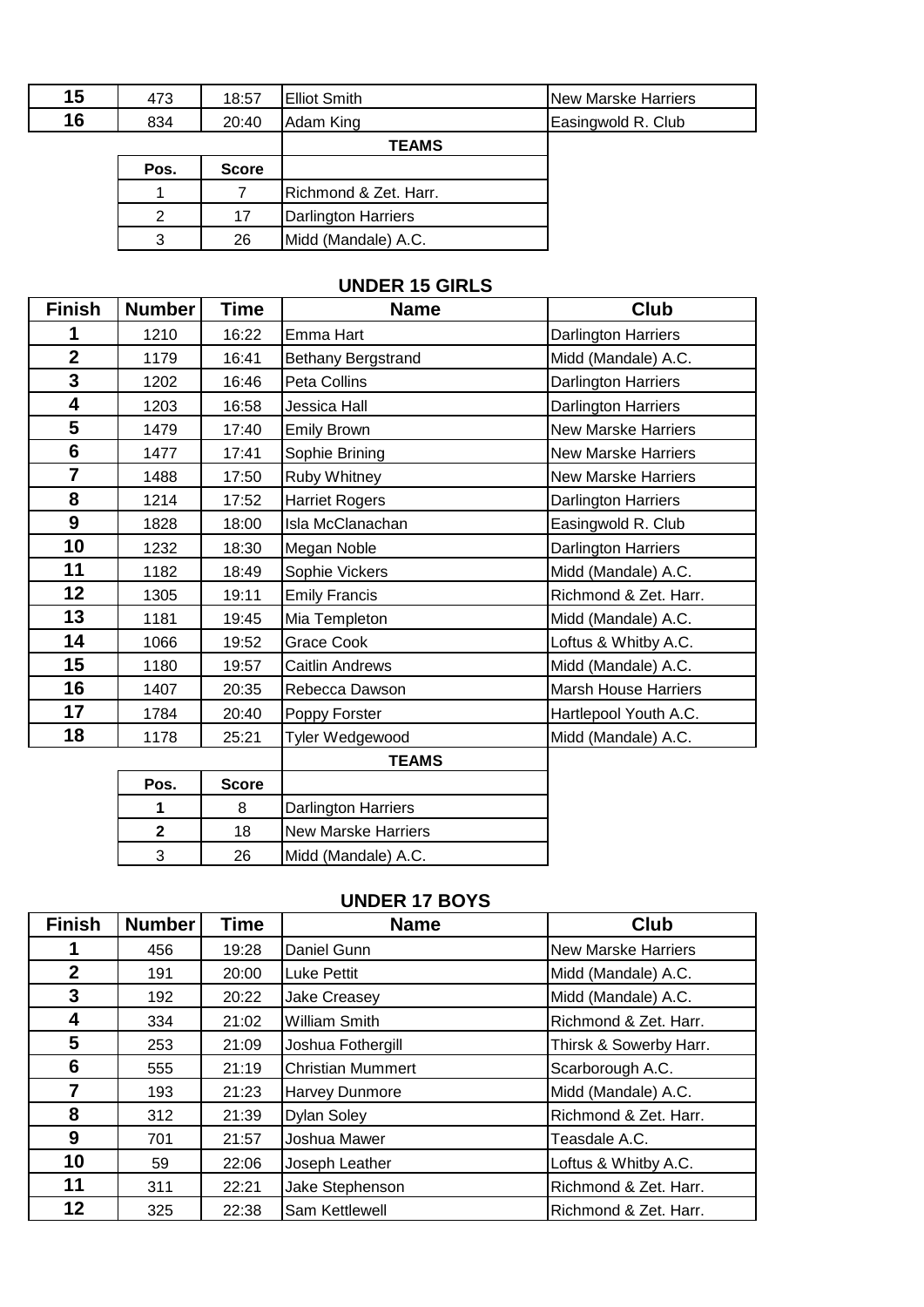| Finish | Number | Time | Name | Club |
|---|---|---|---|---|
| 15 | 473 | 18:57 | Elliot Smith | New Marske Harriers |
| 16 | 834 | 20:40 | Adam King | Easingwold R. Club |

**TEAMS**

| Pos. | Score | |
|---|---|---|
| 1 | 7 | Richmond & Zet. Harr. |
| 2 | 17 | Darlington Harriers |
| 3 | 26 | Midd (Mandale) A.C. |

## UNDER 15 GIRLS

| Finish | Number | Time | Name | Club |
|---|---|---|---|---|
| 1 | 1210 | 16:22 | Emma Hart | Darlington Harriers |
| 2 | 1179 | 16:41 | Bethany Bergstrand | Midd (Mandale) A.C. |
| 3 | 1202 | 16:46 | Peta Collins | Darlington Harriers |
| 4 | 1203 | 16:58 | Jessica Hall | Darlington Harriers |
| 5 | 1479 | 17:40 | Emily Brown | New Marske Harriers |
| 6 | 1477 | 17:41 | Sophie Brining | New Marske Harriers |
| 7 | 1488 | 17:50 | Ruby Whitney | New Marske Harriers |
| 8 | 1214 | 17:52 | Harriet Rogers | Darlington Harriers |
| 9 | 1828 | 18:00 | Isla McClanachan | Easingwold R. Club |
| 10 | 1232 | 18:30 | Megan Noble | Darlington Harriers |
| 11 | 1182 | 18:49 | Sophie Vickers | Midd (Mandale) A.C. |
| 12 | 1305 | 19:11 | Emily Francis | Richmond & Zet. Harr. |
| 13 | 1181 | 19:45 | Mia Templeton | Midd (Mandale) A.C. |
| 14 | 1066 | 19:52 | Grace Cook | Loftus & Whitby A.C. |
| 15 | 1180 | 19:57 | Caitlin Andrews | Midd (Mandale) A.C. |
| 16 | 1407 | 20:35 | Rebecca Dawson | Marsh House Harriers |
| 17 | 1784 | 20:40 | Poppy Forster | Hartlepool Youth A.C. |
| 18 | 1178 | 25:21 | Tyler Wedgewood | Midd (Mandale) A.C. |

**TEAMS**

| Pos. | Score | |
|---|---|---|
| **1** | 8 | Darlington Harriers |
| **2** | 18 | New Marske Harriers |
| 3 | 26 | Midd (Mandale) A.C. |

## UNDER 17 BOYS

| Finish | Number | Time | Name | Club |
|---|---|---|---|---|
| 1 | 456 | 19:28 | Daniel Gunn | New Marske Harriers |
| 2 | 191 | 20:00 | Luke Pettit | Midd (Mandale) A.C. |
| 3 | 192 | 20:22 | Jake Creasey | Midd (Mandale) A.C. |
| 4 | 334 | 21:02 | William Smith | Richmond & Zet. Harr. |
| 5 | 253 | 21:09 | Joshua Fothergill | Thirsk & Sowerby Harr. |
| 6 | 555 | 21:19 | Christian Mummert | Scarborough A.C. |
| 7 | 193 | 21:23 | Harvey Dunmore | Midd (Mandale) A.C. |
| 8 | 312 | 21:39 | Dylan Soley | Richmond & Zet. Harr. |
| 9 | 701 | 21:57 | Joshua Mawer | Teasdale A.C. |
| 10 | 59 | 22:06 | Joseph Leather | Loftus & Whitby A.C. |
| 11 | 311 | 22:21 | Jake Stephenson | Richmond & Zet. Harr. |
| 12 | 325 | 22:38 | Sam Kettlewell | Richmond & Zet. Harr. |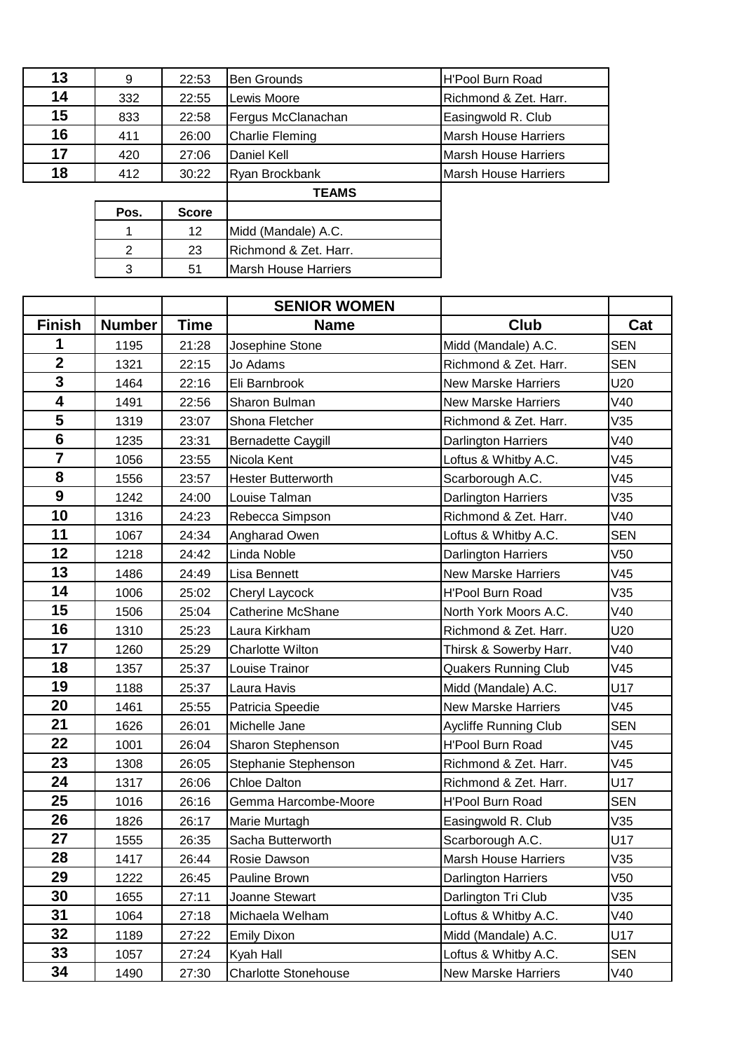| 13 | 9 | 22:53 | Ben Grounds | H'Pool Burn Road |
|---|---|---|---|---|
| 14 | 332 | 22:55 | Lewis Moore | Richmond & Zet. Harr. |
| 15 | 833 | 22:58 | Fergus McClanachan | Easingwold R. Club |
| 16 | 411 | 26:00 | Charlie Fleming | Marsh House Harriers |
| 17 | 420 | 27:06 | Daniel Kell | Marsh House Harriers |
| 18 | 412 | 30:22 | Ryan Brockbank | Marsh House Harriers |

**TEAMS**

| Pos. | Score | |
|---|---|---|
| 1 | 12 | Midd (Mandale) A.C. |
| 2 | 23 | Richmond & Zet. Harr. |
| 3 | 51 | Marsh House Harriers |

**SENIOR WOMEN**

| Finish | Number | Time | Name | Club | Cat |
|---|---|---|---|---|---|
| 1 | 1195 | 21:28 | Josephine Stone | Midd (Mandale) A.C. | SEN |
| 2 | 1321 | 22:15 | Jo Adams | Richmond & Zet. Harr. | SEN |
| 3 | 1464 | 22:16 | Eli Barnbrook | New Marske Harriers | U20 |
| 4 | 1491 | 22:56 | Sharon Bulman | New Marske Harriers | V40 |
| 5 | 1319 | 23:07 | Shona Fletcher | Richmond & Zet. Harr. | V35 |
| 6 | 1235 | 23:31 | Bernadette Caygill | Darlington Harriers | V40 |
| 7 | 1056 | 23:55 | Nicola Kent | Loftus & Whitby A.C. | V45 |
| 8 | 1556 | 23:57 | Hester Butterworth | Scarborough A.C. | V45 |
| 9 | 1242 | 24:00 | Louise Talman | Darlington Harriers | V35 |
| 10 | 1316 | 24:23 | Rebecca Simpson | Richmond & Zet. Harr. | V40 |
| 11 | 1067 | 24:34 | Angharad Owen | Loftus & Whitby A.C. | SEN |
| 12 | 1218 | 24:42 | Linda Noble | Darlington Harriers | V50 |
| 13 | 1486 | 24:49 | Lisa Bennett | New Marske Harriers | V45 |
| 14 | 1006 | 25:02 | Cheryl Laycock | H'Pool Burn Road | V35 |
| 15 | 1506 | 25:04 | Catherine McShane | North York Moors A.C. | V40 |
| 16 | 1310 | 25:23 | Laura Kirkham | Richmond & Zet. Harr. | U20 |
| 17 | 1260 | 25:29 | Charlotte Wilton | Thirsk & Sowerby Harr. | V40 |
| 18 | 1357 | 25:37 | Louise Trainor | Quakers Running Club | V45 |
| 19 | 1188 | 25:37 | Laura Havis | Midd (Mandale) A.C. | U17 |
| 20 | 1461 | 25:55 | Patricia Speedie | New Marske Harriers | V45 |
| 21 | 1626 | 26:01 | Michelle Jane | Aycliffe Running Club | SEN |
| 22 | 1001 | 26:04 | Sharon Stephenson | H'Pool Burn Road | V45 |
| 23 | 1308 | 26:05 | Stephanie Stephenson | Richmond & Zet. Harr. | V45 |
| 24 | 1317 | 26:06 | Chloe Dalton | Richmond & Zet. Harr. | U17 |
| 25 | 1016 | 26:16 | Gemma Harcombe-Moore | H'Pool Burn Road | SEN |
| 26 | 1826 | 26:17 | Marie Murtagh | Easingwold R. Club | V35 |
| 27 | 1555 | 26:35 | Sacha Butterworth | Scarborough A.C. | U17 |
| 28 | 1417 | 26:44 | Rosie Dawson | Marsh House Harriers | V35 |
| 29 | 1222 | 26:45 | Pauline Brown | Darlington Harriers | V50 |
| 30 | 1655 | 27:11 | Joanne Stewart | Darlington Tri Club | V35 |
| 31 | 1064 | 27:18 | Michaela Welham | Loftus & Whitby A.C. | V40 |
| 32 | 1189 | 27:22 | Emily Dixon | Midd (Mandale) A.C. | U17 |
| 33 | 1057 | 27:24 | Kyah Hall | Loftus & Whitby A.C. | SEN |
| 34 | 1490 | 27:30 | Charlotte Stonehouse | New Marske Harriers | V40 |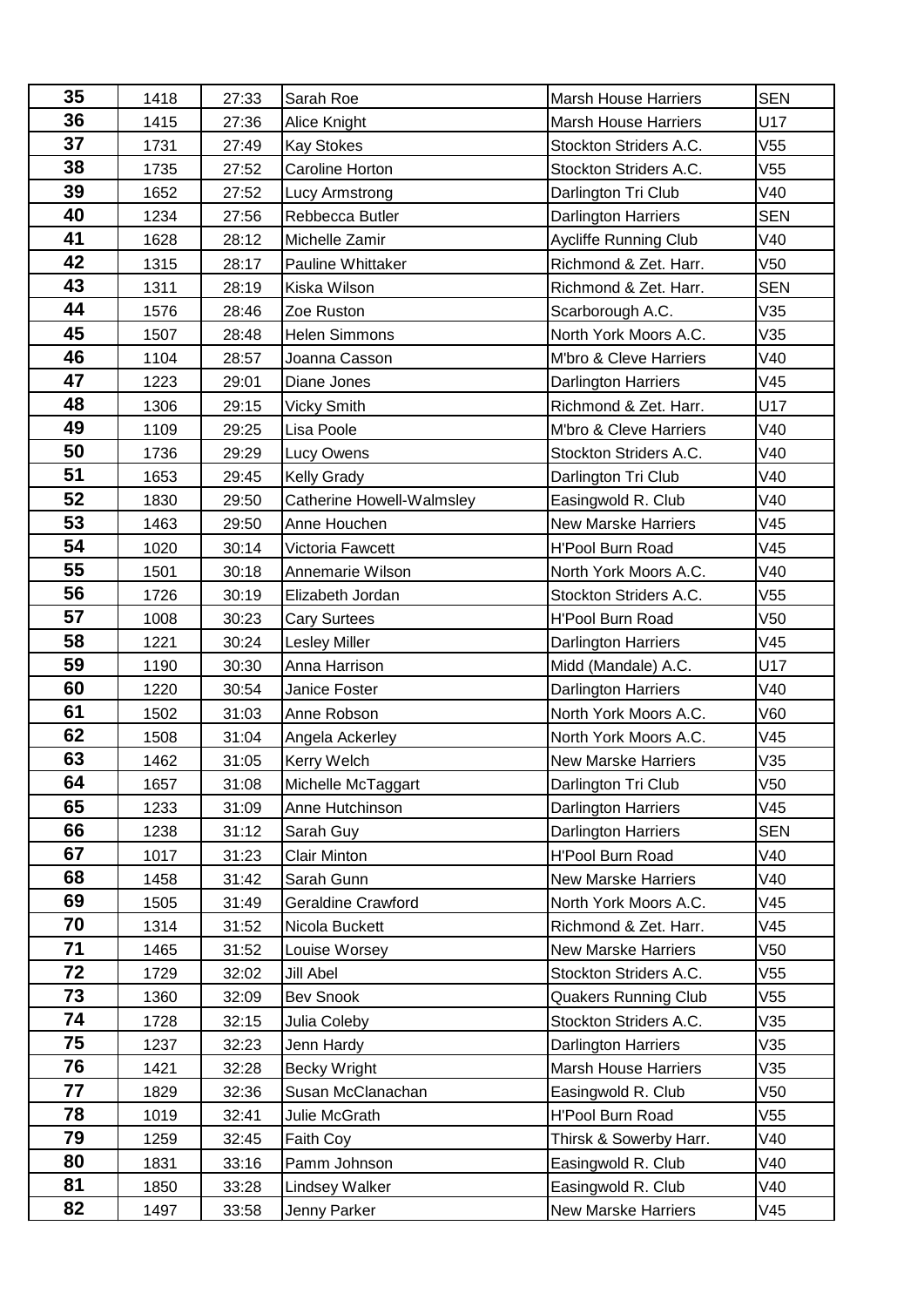| 35 | 1418 | 27:33 | Sarah Roe | Marsh House Harriers | SEN |
|---|---|---|---|---|---|
| 36 | 1415 | 27:36 | Alice Knight | Marsh House Harriers | U17 |
| 37 | 1731 | 27:49 | Kay Stokes | Stockton Striders A.C. | V55 |
| 38 | 1735 | 27:52 | Caroline Horton | Stockton Striders A.C. | V55 |
| 39 | 1652 | 27:52 | Lucy Armstrong | Darlington Tri Club | V40 |
| 40 | 1234 | 27:56 | Rebbecca Butler | Darlington Harriers | SEN |
| 41 | 1628 | 28:12 | Michelle Zamir | Aycliffe Running Club | V40 |
| 42 | 1315 | 28:17 | Pauline Whittaker | Richmond & Zet. Harr. | V50 |
| 43 | 1311 | 28:19 | Kiska Wilson | Richmond & Zet. Harr. | SEN |
| 44 | 1576 | 28:46 | Zoe Ruston | Scarborough A.C. | V35 |
| 45 | 1507 | 28:48 | Helen Simmons | North York Moors A.C. | V35 |
| 46 | 1104 | 28:57 | Joanna Casson | M'bro & Cleve Harriers | V40 |
| 47 | 1223 | 29:01 | Diane Jones | Darlington Harriers | V45 |
| 48 | 1306 | 29:15 | Vicky Smith | Richmond & Zet. Harr. | U17 |
| 49 | 1109 | 29:25 | Lisa Poole | M'bro & Cleve Harriers | V40 |
| 50 | 1736 | 29:29 | Lucy Owens | Stockton Striders A.C. | V40 |
| 51 | 1653 | 29:45 | Kelly Grady | Darlington Tri Club | V40 |
| 52 | 1830 | 29:50 | Catherine Howell-Walmsley | Easingwold R. Club | V40 |
| 53 | 1463 | 29:50 | Anne Houchen | New Marske Harriers | V45 |
| 54 | 1020 | 30:14 | Victoria Fawcett | H'Pool Burn Road | V45 |
| 55 | 1501 | 30:18 | Annemarie Wilson | North York Moors A.C. | V40 |
| 56 | 1726 | 30:19 | Elizabeth Jordan | Stockton Striders A.C. | V55 |
| 57 | 1008 | 30:23 | Cary Surtees | H'Pool Burn Road | V50 |
| 58 | 1221 | 30:24 | Lesley Miller | Darlington Harriers | V45 |
| 59 | 1190 | 30:30 | Anna Harrison | Midd (Mandale) A.C. | U17 |
| 60 | 1220 | 30:54 | Janice Foster | Darlington Harriers | V40 |
| 61 | 1502 | 31:03 | Anne Robson | North York Moors A.C. | V60 |
| 62 | 1508 | 31:04 | Angela Ackerley | North York Moors A.C. | V45 |
| 63 | 1462 | 31:05 | Kerry Welch | New Marske Harriers | V35 |
| 64 | 1657 | 31:08 | Michelle McTaggart | Darlington Tri Club | V50 |
| 65 | 1233 | 31:09 | Anne Hutchinson | Darlington Harriers | V45 |
| 66 | 1238 | 31:12 | Sarah Guy | Darlington Harriers | SEN |
| 67 | 1017 | 31:23 | Clair Minton | H'Pool Burn Road | V40 |
| 68 | 1458 | 31:42 | Sarah Gunn | New Marske Harriers | V40 |
| 69 | 1505 | 31:49 | Geraldine Crawford | North York Moors A.C. | V45 |
| 70 | 1314 | 31:52 | Nicola Buckett | Richmond & Zet. Harr. | V45 |
| 71 | 1465 | 31:52 | Louise Worsey | New Marske Harriers | V50 |
| 72 | 1729 | 32:02 | Jill Abel | Stockton Striders A.C. | V55 |
| 73 | 1360 | 32:09 | Bev Snook | Quakers Running Club | V55 |
| 74 | 1728 | 32:15 | Julia Coleby | Stockton Striders A.C. | V35 |
| 75 | 1237 | 32:23 | Jenn Hardy | Darlington Harriers | V35 |
| 76 | 1421 | 32:28 | Becky Wright | Marsh House Harriers | V35 |
| 77 | 1829 | 32:36 | Susan McClanachan | Easingwold R. Club | V50 |
| 78 | 1019 | 32:41 | Julie McGrath | H'Pool Burn Road | V55 |
| 79 | 1259 | 32:45 | Faith Coy | Thirsk & Sowerby Harr. | V40 |
| 80 | 1831 | 33:16 | Pamm Johnson | Easingwold R. Club | V40 |
| 81 | 1850 | 33:28 | Lindsey Walker | Easingwold R. Club | V40 |
| 82 | 1497 | 33:58 | Jenny Parker | New Marske Harriers | V45 |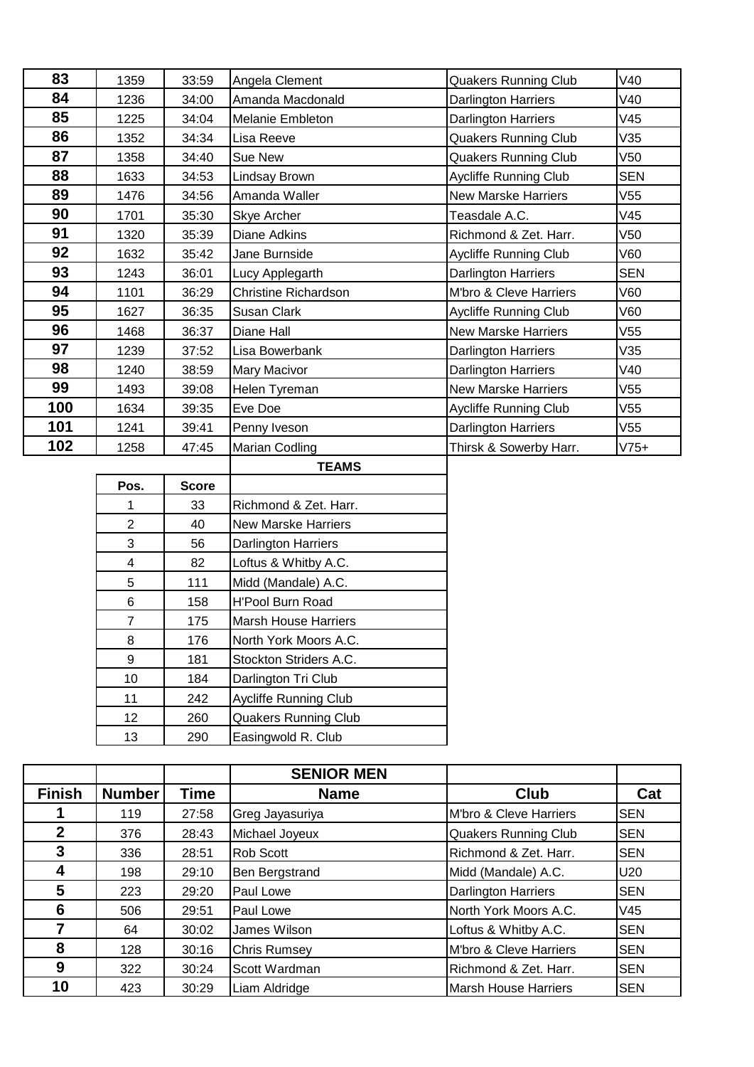| | | | | | |
|---|---|---|---|---|---|
| **83** | 1359 | 33:59 | Angela Clement | Quakers Running Club | V40 |
| **84** | 1236 | 34:00 | Amanda Macdonald | Darlington Harriers | V40 |
| **85** | 1225 | 34:04 | Melanie Embleton | Darlington Harriers | V45 |
| **86** | 1352 | 34:34 | Lisa Reeve | Quakers Running Club | V35 |
| **87** | 1358 | 34:40 | Sue New | Quakers Running Club | V50 |
| **88** | 1633 | 34:53 | Lindsay Brown | Aycliffe Running Club | SEN |
| **89** | 1476 | 34:56 | Amanda Waller | New Marske Harriers | V55 |
| **90** | 1701 | 35:30 | Skye Archer | Teasdale A.C. | V45 |
| **91** | 1320 | 35:39 | Diane Adkins | Richmond & Zet. Harr. | V50 |
| **92** | 1632 | 35:42 | Jane Burnside | Aycliffe Running Club | V60 |
| **93** | 1243 | 36:01 | Lucy Applegarth | Darlington Harriers | SEN |
| **94** | 1101 | 36:29 | Christine Richardson | M'bro & Cleve Harriers | V60 |
| **95** | 1627 | 36:35 | Susan Clark | Aycliffe Running Club | V60 |
| **96** | 1468 | 36:37 | Diane Hall | New Marske Harriers | V55 |
| **97** | 1239 | 37:52 | Lisa Bowerbank | Darlington Harriers | V35 |
| **98** | 1240 | 38:59 | Mary Macivor | Darlington Harriers | V40 |
| **99** | 1493 | 39:08 | Helen Tyreman | New Marske Harriers | V55 |
| **100** | 1634 | 39:35 | Eve Doe | Aycliffe Running Club | V55 |
| **101** | 1241 | 39:41 | Penny Iveson | Darlington Harriers | V55 |
| **102** | 1258 | 47:45 | Marian Codling | Thirsk & Sowerby Harr. | V75+ |

**TEAMS**

| Pos. | Score | |
|---|---|---|
| 1 | 33 | Richmond & Zet. Harr. |
| 2 | 40 | New Marske Harriers |
| 3 | 56 | Darlington Harriers |
| 4 | 82 | Loftus & Whitby A.C. |
| 5 | 111 | Midd (Mandale) A.C. |
| 6 | 158 | H'Pool Burn Road |
| 7 | 175 | Marsh House Harriers |
| 8 | 176 | North York Moors A.C. |
| 9 | 181 | Stockton Striders A.C. |
| 10 | 184 | Darlington Tri Club |
| 11 | 242 | Aycliffe Running Club |
| 12 | 260 | Quakers Running Club |
| 13 | 290 | Easingwold R. Club |

**SENIOR MEN**

| Finish | Number | Time | Name | Club | Cat |
|---|---|---|---|---|---|
| **1** | 119 | 27:58 | Greg Jayasuriya | M'bro & Cleve Harriers | SEN |
| **2** | 376 | 28:43 | Michael Joyeux | Quakers Running Club | SEN |
| **3** | 336 | 28:51 | Rob Scott | Richmond & Zet. Harr. | SEN |
| **4** | 198 | 29:10 | Ben Bergstrand | Midd (Mandale) A.C. | U20 |
| **5** | 223 | 29:20 | Paul Lowe | Darlington Harriers | SEN |
| **6** | 506 | 29:51 | Paul Lowe | North York Moors A.C. | V45 |
| **7** | 64 | 30:02 | James Wilson | Loftus & Whitby A.C. | SEN |
| **8** | 128 | 30:16 | Chris Rumsey | M'bro & Cleve Harriers | SEN |
| **9** | 322 | 30:24 | Scott Wardman | Richmond & Zet. Harr. | SEN |
| **10** | 423 | 30:29 | Liam Aldridge | Marsh House Harriers | SEN |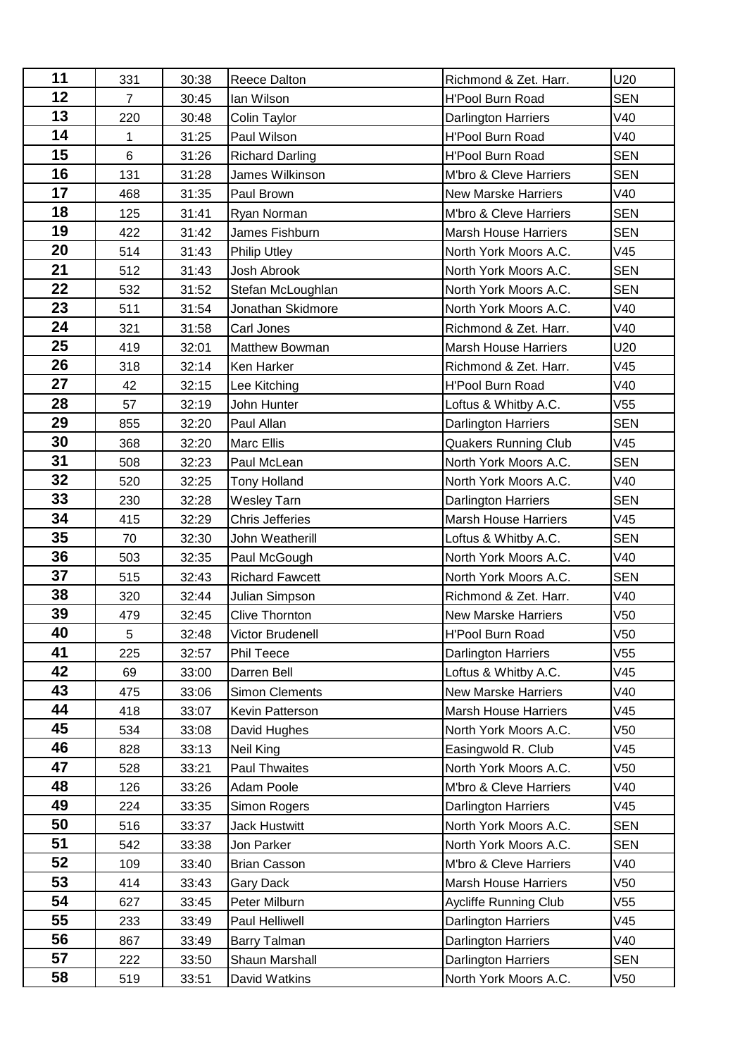| | | | | | |
|---|---|---|---|---|---|
| 11 | 331 | 30:38 | Reece Dalton | Richmond & Zet. Harr. | U20 |
| 12 | 7 | 30:45 | Ian Wilson | H'Pool Burn Road | SEN |
| 13 | 220 | 30:48 | Colin Taylor | Darlington Harriers | V40 |
| 14 | 1 | 31:25 | Paul Wilson | H'Pool Burn Road | V40 |
| 15 | 6 | 31:26 | Richard Darling | H'Pool Burn Road | SEN |
| 16 | 131 | 31:28 | James Wilkinson | M'bro & Cleve Harriers | SEN |
| 17 | 468 | 31:35 | Paul Brown | New Marske Harriers | V40 |
| 18 | 125 | 31:41 | Ryan Norman | M'bro & Cleve Harriers | SEN |
| 19 | 422 | 31:42 | James Fishburn | Marsh House Harriers | SEN |
| 20 | 514 | 31:43 | Philip Utley | North York Moors A.C. | V45 |
| 21 | 512 | 31:43 | Josh Abrook | North York Moors A.C. | SEN |
| 22 | 532 | 31:52 | Stefan McLoughlan | North York Moors A.C. | SEN |
| 23 | 511 | 31:54 | Jonathan Skidmore | North York Moors A.C. | V40 |
| 24 | 321 | 31:58 | Carl Jones | Richmond & Zet. Harr. | V40 |
| 25 | 419 | 32:01 | Matthew Bowman | Marsh House Harriers | U20 |
| 26 | 318 | 32:14 | Ken Harker | Richmond & Zet. Harr. | V45 |
| 27 | 42 | 32:15 | Lee Kitching | H'Pool Burn Road | V40 |
| 28 | 57 | 32:19 | John Hunter | Loftus & Whitby A.C. | V55 |
| 29 | 855 | 32:20 | Paul Allan | Darlington Harriers | SEN |
| 30 | 368 | 32:20 | Marc Ellis | Quakers Running Club | V45 |
| 31 | 508 | 32:23 | Paul McLean | North York Moors A.C. | SEN |
| 32 | 520 | 32:25 | Tony Holland | North York Moors A.C. | V40 |
| 33 | 230 | 32:28 | Wesley Tarn | Darlington Harriers | SEN |
| 34 | 415 | 32:29 | Chris Jefferies | Marsh House Harriers | V45 |
| 35 | 70 | 32:30 | John Weatherill | Loftus & Whitby A.C. | SEN |
| 36 | 503 | 32:35 | Paul McGough | North York Moors A.C. | V40 |
| 37 | 515 | 32:43 | Richard Fawcett | North York Moors A.C. | SEN |
| 38 | 320 | 32:44 | Julian Simpson | Richmond & Zet. Harr. | V40 |
| 39 | 479 | 32:45 | Clive Thornton | New Marske Harriers | V50 |
| 40 | 5 | 32:48 | Victor Brudenell | H'Pool Burn Road | V50 |
| 41 | 225 | 32:57 | Phil Teece | Darlington Harriers | V55 |
| 42 | 69 | 33:00 | Darren Bell | Loftus & Whitby A.C. | V45 |
| 43 | 475 | 33:06 | Simon Clements | New Marske Harriers | V40 |
| 44 | 418 | 33:07 | Kevin Patterson | Marsh House Harriers | V45 |
| 45 | 534 | 33:08 | David Hughes | North York Moors A.C. | V50 |
| 46 | 828 | 33:13 | Neil King | Easingwold R. Club | V45 |
| 47 | 528 | 33:21 | Paul Thwaites | North York Moors A.C. | V50 |
| 48 | 126 | 33:26 | Adam Poole | M'bro & Cleve Harriers | V40 |
| 49 | 224 | 33:35 | Simon Rogers | Darlington Harriers | V45 |
| 50 | 516 | 33:37 | Jack Hustwitt | North York Moors A.C. | SEN |
| 51 | 542 | 33:38 | Jon Parker | North York Moors A.C. | SEN |
| 52 | 109 | 33:40 | Brian Casson | M'bro & Cleve Harriers | V40 |
| 53 | 414 | 33:43 | Gary Dack | Marsh House Harriers | V50 |
| 54 | 627 | 33:45 | Peter Milburn | Aycliffe Running Club | V55 |
| 55 | 233 | 33:49 | Paul Helliwell | Darlington Harriers | V45 |
| 56 | 867 | 33:49 | Barry Talman | Darlington Harriers | V40 |
| 57 | 222 | 33:50 | Shaun Marshall | Darlington Harriers | SEN |
| 58 | 519 | 33:51 | David Watkins | North York Moors A.C. | V50 |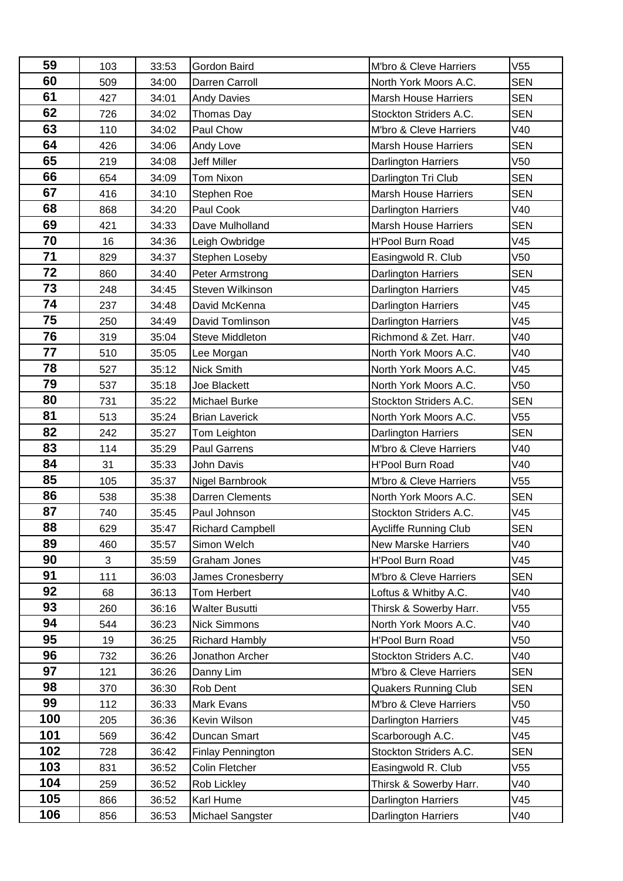| 59 | 103 | 33:53 | Gordon Baird | M'bro & Cleve Harriers | V55 |
|---|---|---|---|---|---|
| 60 | 509 | 34:00 | Darren Carroll | North York Moors A.C. | SEN |
| 61 | 427 | 34:01 | Andy Davies | Marsh House Harriers | SEN |
| 62 | 726 | 34:02 | Thomas Day | Stockton Striders A.C. | SEN |
| 63 | 110 | 34:02 | Paul Chow | M'bro & Cleve Harriers | V40 |
| 64 | 426 | 34:06 | Andy Love | Marsh House Harriers | SEN |
| 65 | 219 | 34:08 | Jeff Miller | Darlington Harriers | V50 |
| 66 | 654 | 34:09 | Tom Nixon | Darlington Tri Club | SEN |
| 67 | 416 | 34:10 | Stephen Roe | Marsh House Harriers | SEN |
| 68 | 868 | 34:20 | Paul Cook | Darlington Harriers | V40 |
| 69 | 421 | 34:33 | Dave Mulholland | Marsh House Harriers | SEN |
| 70 | 16 | 34:36 | Leigh Owbridge | H'Pool Burn Road | V45 |
| 71 | 829 | 34:37 | Stephen Loseby | Easingwold R. Club | V50 |
| 72 | 860 | 34:40 | Peter Armstrong | Darlington Harriers | SEN |
| 73 | 248 | 34:45 | Steven Wilkinson | Darlington Harriers | V45 |
| 74 | 237 | 34:48 | David McKenna | Darlington Harriers | V45 |
| 75 | 250 | 34:49 | David Tomlinson | Darlington Harriers | V45 |
| 76 | 319 | 35:04 | Steve Middleton | Richmond & Zet. Harr. | V40 |
| 77 | 510 | 35:05 | Lee Morgan | North York Moors A.C. | V40 |
| 78 | 527 | 35:12 | Nick Smith | North York Moors A.C. | V45 |
| 79 | 537 | 35:18 | Joe Blackett | North York Moors A.C. | V50 |
| 80 | 731 | 35:22 | Michael Burke | Stockton Striders A.C. | SEN |
| 81 | 513 | 35:24 | Brian Laverick | North York Moors A.C. | V55 |
| 82 | 242 | 35:27 | Tom Leighton | Darlington Harriers | SEN |
| 83 | 114 | 35:29 | Paul Garrens | M'bro & Cleve Harriers | V40 |
| 84 | 31 | 35:33 | John Davis | H'Pool Burn Road | V40 |
| 85 | 105 | 35:37 | Nigel Barnbrook | M'bro & Cleve Harriers | V55 |
| 86 | 538 | 35:38 | Darren Clements | North York Moors A.C. | SEN |
| 87 | 740 | 35:45 | Paul Johnson | Stockton Striders A.C. | V45 |
| 88 | 629 | 35:47 | Richard Campbell | Aycliffe Running Club | SEN |
| 89 | 460 | 35:57 | Simon Welch | New Marske Harriers | V40 |
| 90 | 3 | 35:59 | Graham Jones | H'Pool Burn Road | V45 |
| 91 | 111 | 36:03 | James Cronesberry | M'bro & Cleve Harriers | SEN |
| 92 | 68 | 36:13 | Tom Herbert | Loftus & Whitby A.C. | V40 |
| 93 | 260 | 36:16 | Walter Busutti | Thirsk & Sowerby Harr. | V55 |
| 94 | 544 | 36:23 | Nick Simmons | North York Moors A.C. | V40 |
| 95 | 19 | 36:25 | Richard Hambly | H'Pool Burn Road | V50 |
| 96 | 732 | 36:26 | Jonathon Archer | Stockton Striders A.C. | V40 |
| 97 | 121 | 36:26 | Danny Lim | M'bro & Cleve Harriers | SEN |
| 98 | 370 | 36:30 | Rob Dent | Quakers Running Club | SEN |
| 99 | 112 | 36:33 | Mark Evans | M'bro & Cleve Harriers | V50 |
| 100 | 205 | 36:36 | Kevin Wilson | Darlington Harriers | V45 |
| 101 | 569 | 36:42 | Duncan Smart | Scarborough A.C. | V45 |
| 102 | 728 | 36:42 | Finlay Pennington | Stockton Striders A.C. | SEN |
| 103 | 831 | 36:52 | Colin Fletcher | Easingwold R. Club | V55 |
| 104 | 259 | 36:52 | Rob Lickley | Thirsk & Sowerby Harr. | V40 |
| 105 | 866 | 36:52 | Karl Hume | Darlington Harriers | V45 |
| 106 | 856 | 36:53 | Michael Sangster | Darlington Harriers | V40 |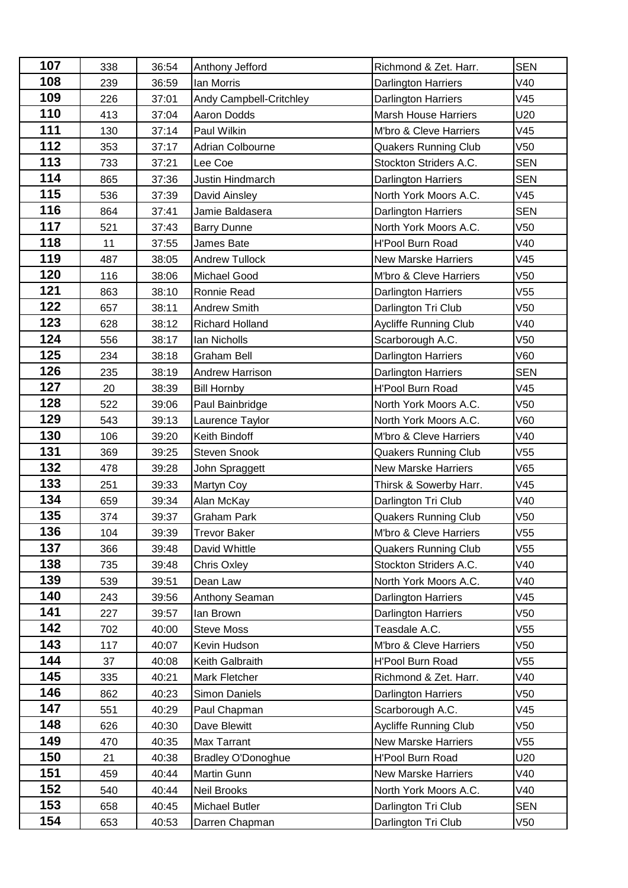| 107 | 338 | 36:54 | Anthony Jefford | Richmond & Zet. Harr. | SEN |
|---|---|---|---|---|---|
| 108 | 239 | 36:59 | Ian Morris | Darlington Harriers | V40 |
| 109 | 226 | 37:01 | Andy Campbell-Critchley | Darlington Harriers | V45 |
| 110 | 413 | 37:04 | Aaron Dodds | Marsh House Harriers | U20 |
| 111 | 130 | 37:14 | Paul Wilkin | M'bro & Cleve Harriers | V45 |
| 112 | 353 | 37:17 | Adrian Colbourne | Quakers Running Club | V50 |
| 113 | 733 | 37:21 | Lee Coe | Stockton Striders A.C. | SEN |
| 114 | 865 | 37:36 | Justin Hindmarch | Darlington Harriers | SEN |
| 115 | 536 | 37:39 | David Ainsley | North York Moors A.C. | V45 |
| 116 | 864 | 37:41 | Jamie Baldasera | Darlington Harriers | SEN |
| 117 | 521 | 37:43 | Barry Dunne | North York Moors A.C. | V50 |
| 118 | 11 | 37:55 | James Bate | H'Pool Burn Road | V40 |
| 119 | 487 | 38:05 | Andrew Tullock | New Marske Harriers | V45 |
| 120 | 116 | 38:06 | Michael Good | M'bro & Cleve Harriers | V50 |
| 121 | 863 | 38:10 | Ronnie Read | Darlington Harriers | V55 |
| 122 | 657 | 38:11 | Andrew Smith | Darlington Tri Club | V50 |
| 123 | 628 | 38:12 | Richard Holland | Aycliffe Running Club | V40 |
| 124 | 556 | 38:17 | Ian Nicholls | Scarborough A.C. | V50 |
| 125 | 234 | 38:18 | Graham Bell | Darlington Harriers | V60 |
| 126 | 235 | 38:19 | Andrew Harrison | Darlington Harriers | SEN |
| 127 | 20 | 38:39 | Bill Hornby | H'Pool Burn Road | V45 |
| 128 | 522 | 39:06 | Paul Bainbridge | North York Moors A.C. | V50 |
| 129 | 543 | 39:13 | Laurence Taylor | North York Moors A.C. | V60 |
| 130 | 106 | 39:20 | Keith Bindoff | M'bro & Cleve Harriers | V40 |
| 131 | 369 | 39:25 | Steven Snook | Quakers Running Club | V55 |
| 132 | 478 | 39:28 | John Spraggett | New Marske Harriers | V65 |
| 133 | 251 | 39:33 | Martyn Coy | Thirsk & Sowerby Harr. | V45 |
| 134 | 659 | 39:34 | Alan McKay | Darlington Tri Club | V40 |
| 135 | 374 | 39:37 | Graham Park | Quakers Running Club | V50 |
| 136 | 104 | 39:39 | Trevor Baker | M'bro & Cleve Harriers | V55 |
| 137 | 366 | 39:48 | David Whittle | Quakers Running Club | V55 |
| 138 | 735 | 39:48 | Chris Oxley | Stockton Striders A.C. | V40 |
| 139 | 539 | 39:51 | Dean Law | North York Moors A.C. | V40 |
| 140 | 243 | 39:56 | Anthony Seaman | Darlington Harriers | V45 |
| 141 | 227 | 39:57 | Ian Brown | Darlington Harriers | V50 |
| 142 | 702 | 40:00 | Steve Moss | Teasdale A.C. | V55 |
| 143 | 117 | 40:07 | Kevin Hudson | M'bro & Cleve Harriers | V50 |
| 144 | 37 | 40:08 | Keith Galbraith | H'Pool Burn Road | V55 |
| 145 | 335 | 40:21 | Mark Fletcher | Richmond & Zet. Harr. | V40 |
| 146 | 862 | 40:23 | Simon Daniels | Darlington Harriers | V50 |
| 147 | 551 | 40:29 | Paul Chapman | Scarborough A.C. | V45 |
| 148 | 626 | 40:30 | Dave Blewitt | Aycliffe Running Club | V50 |
| 149 | 470 | 40:35 | Max Tarrant | New Marske Harriers | V55 |
| 150 | 21 | 40:38 | Bradley O'Donoghue | H'Pool Burn Road | U20 |
| 151 | 459 | 40:44 | Martin Gunn | New Marske Harriers | V40 |
| 152 | 540 | 40:44 | Neil Brooks | North York Moors A.C. | V40 |
| 153 | 658 | 40:45 | Michael Butler | Darlington Tri Club | SEN |
| 154 | 653 | 40:53 | Darren Chapman | Darlington Tri Club | V50 |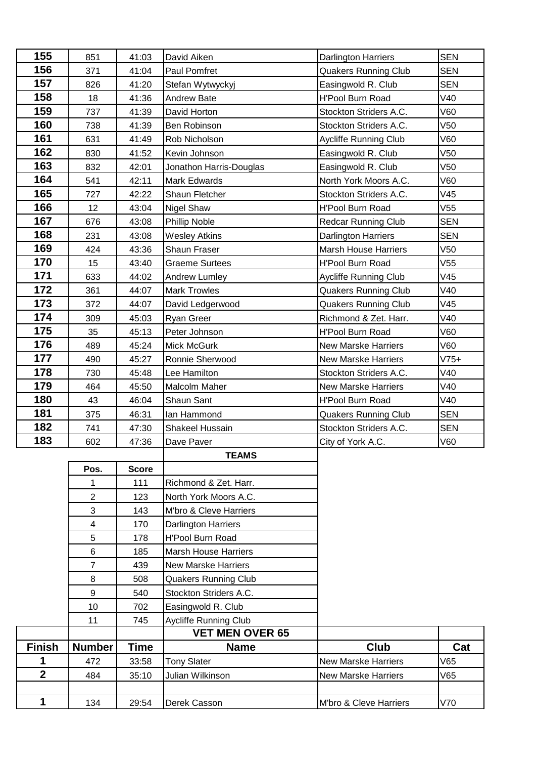| | | | | | |
|---|---|---|---|---|---|
| **155** | 851 | 41:03 | David Aiken | Darlington Harriers | SEN |
| **156** | 371 | 41:04 | Paul Pomfret | Quakers Running Club | SEN |
| **157** | 826 | 41:20 | Stefan Wytwyckyj | Easingwold R. Club | SEN |
| **158** | 18 | 41:36 | Andrew Bate | H'Pool Burn Road | V40 |
| **159** | 737 | 41:39 | David Horton | Stockton Striders A.C. | V60 |
| **160** | 738 | 41:39 | Ben Robinson | Stockton Striders A.C. | V50 |
| **161** | 631 | 41:49 | Rob Nicholson | Aycliffe Running Club | V60 |
| **162** | 830 | 41:52 | Kevin Johnson | Easingwold R. Club | V50 |
| **163** | 832 | 42:01 | Jonathon Harris-Douglas | Easingwold R. Club | V50 |
| **164** | 541 | 42:11 | Mark Edwards | North York Moors A.C. | V60 |
| **165** | 727 | 42:22 | Shaun Fletcher | Stockton Striders A.C. | V45 |
| **166** | 12 | 43:04 | Nigel Shaw | H'Pool Burn Road | V55 |
| **167** | 676 | 43:08 | Phillip Noble | Redcar Running Club | SEN |
| **168** | 231 | 43:08 | Wesley Atkins | Darlington Harriers | SEN |
| **169** | 424 | 43:36 | Shaun Fraser | Marsh House Harriers | V50 |
| **170** | 15 | 43:40 | Graeme Surtees | H'Pool Burn Road | V55 |
| **171** | 633 | 44:02 | Andrew Lumley | Aycliffe Running Club | V45 |
| **172** | 361 | 44:07 | Mark Trowles | Quakers Running Club | V40 |
| **173** | 372 | 44:07 | David Ledgerwood | Quakers Running Club | V45 |
| **174** | 309 | 45:03 | Ryan Greer | Richmond & Zet. Harr. | V40 |
| **175** | 35 | 45:13 | Peter Johnson | H'Pool Burn Road | V60 |
| **176** | 489 | 45:24 | Mick McGurk | New Marske Harriers | V60 |
| **177** | 490 | 45:27 | Ronnie Sherwood | New Marske Harriers | V75+ |
| **178** | 730 | 45:48 | Lee Hamilton | Stockton Striders A.C. | V40 |
| **179** | 464 | 45:50 | Malcolm Maher | New Marske Harriers | V40 |
| **180** | 43 | 46:04 | Shaun Sant | H'Pool Burn Road | V40 |
| **181** | 375 | 46:31 | Ian Hammond | Quakers Running Club | SEN |
| **182** | 741 | 47:30 | Shakeel Hussain | Stockton Striders A.C. | SEN |
| **183** | 602 | 47:36 | Dave Paver | City of York A.C. | V60 |

**TEAMS**

| Pos. | Score | |
|---|---|---|
| 1 | 111 | Richmond & Zet. Harr. |
| 2 | 123 | North York Moors A.C. |
| 3 | 143 | M'bro & Cleve Harriers |
| 4 | 170 | Darlington Harriers |
| 5 | 178 | H'Pool Burn Road |
| 6 | 185 | Marsh House Harriers |
| 7 | 439 | New Marske Harriers |
| 8 | 508 | Quakers Running Club |
| 9 | 540 | Stockton Striders A.C. |
| 10 | 702 | Easingwold R. Club |
| 11 | 745 | Aycliffe Running Club |

**VET MEN OVER 65**

| Finish | Number | Time | Name | Club | Cat |
|---|---|---|---|---|---|
| **1** | 472 | 33:58 | Tony Slater | New Marske Harriers | V65 |
| **2** | 484 | 35:10 | Julian Wilkinson | New Marske Harriers | V65 |
| | | | | | |
| **1** | 134 | 29:54 | Derek Casson | M'bro & Cleve Harriers | V70 |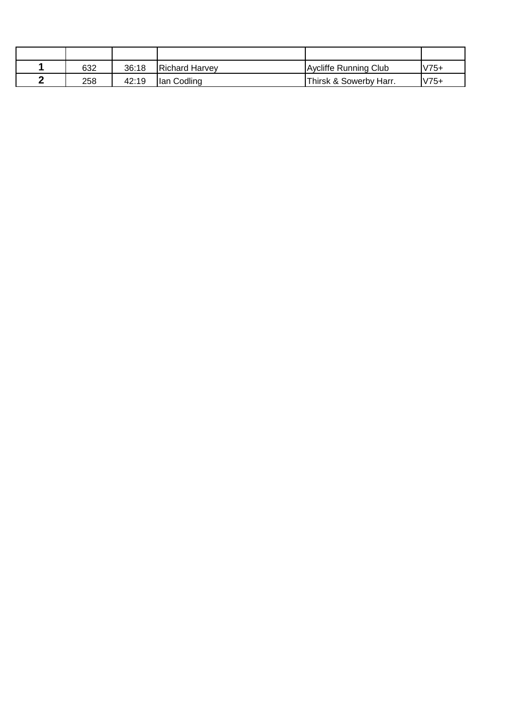| | | | | | |
|---|---|---|---|---|---|
| **1** | 632 | 36:18 | Richard Harvey | Aycliffe Running Club | V75+ |
| **2** | 258 | 42:19 | Ian Codling | Thirsk & Sowerby Harr. | V75+ |